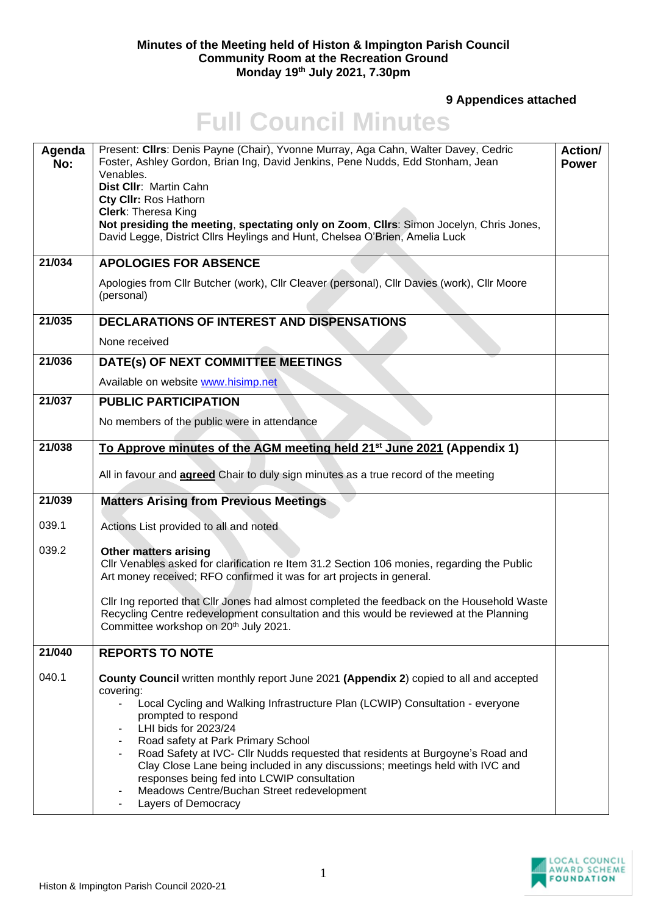**Minutes of the Meeting held of Histon & Impington Parish Council**
**Community Room at the Recreation Ground**
**Monday 19th July 2021, 7.30pm**

**9 Appendices attached**

# Full Council Minutes

| Agenda No: | Present: **Cllrs**: Denis Payne (Chair), Yvonne Murray, Aga Cahn, Walter Davey, Cedric Foster, Ashley Gordon, Brian Ing, David Jenkins, Pene Nudds, Edd Stonham, Jean Venables.<br>**Dist Cllr**: Martin Cahn<br>**Cty Cllr:** Ros Hathorn<br>**Clerk**: Theresa King<br>**Not presiding the meeting**, **spectating only on Zoom**, **Cllrs**: Simon Jocelyn, Chris Jones, David Legge, District Cllrs Heylings and Hunt, Chelsea O'Brien, Amelia Luck | Action/ Power |
|---|---|---|
| 21/034 | **APOLOGIES FOR ABSENCE**<br><br>Apologies from Cllr Butcher (work), Cllr Cleaver (personal), Cllr Davies (work), Cllr Moore (personal) | |
| 21/035 | **DECLARATIONS OF INTEREST AND DISPENSATIONS**<br><br>None received | |
| 21/036 | **DATE(s) OF NEXT COMMITTEE MEETINGS**<br><br>Available on website www.hisimp.net | |
| 21/037 | **PUBLIC PARTICIPATION**<br><br>No members of the public were in attendance | |
| 21/038 | **To Approve minutes of the AGM meeting held 21st June 2021 (Appendix 1)**<br><br>All in favour and **agreed** Chair to duly sign minutes as a true record of the meeting | |
| 21/039 | **Matters Arising from Previous Meetings** | |
| 039.1 | Actions List provided to all and noted | |
| 039.2 | **Other matters arising**<br>Cllr Venables asked for clarification re Item 31.2 Section 106 monies, regarding the Public Art money received; RFO confirmed it was for art projects in general.<br><br>Cllr Ing reported that Cllr Jones had almost completed the feedback on the Household Waste Recycling Centre redevelopment consultation and this would be reviewed at the Planning Committee workshop on 20th July 2021. | |
| 21/040 | **REPORTS TO NOTE** | |
| 040.1 | **County Council** written monthly report June 2021 **(Appendix 2)** copied to all and accepted covering:<br>- Local Cycling and Walking Infrastructure Plan (LCWIP) Consultation - everyone prompted to respond<br>- LHI bids for 2023/24<br>- Road safety at Park Primary School<br>- Road Safety at IVC- Cllr Nudds requested that residents at Burgoyne's Road and Clay Close Lane being included in any discussions; meetings held with IVC and responses being fed into LCWIP consultation<br>- Meadows Centre/Buchan Street redevelopment<br>- Layers of Democracy | |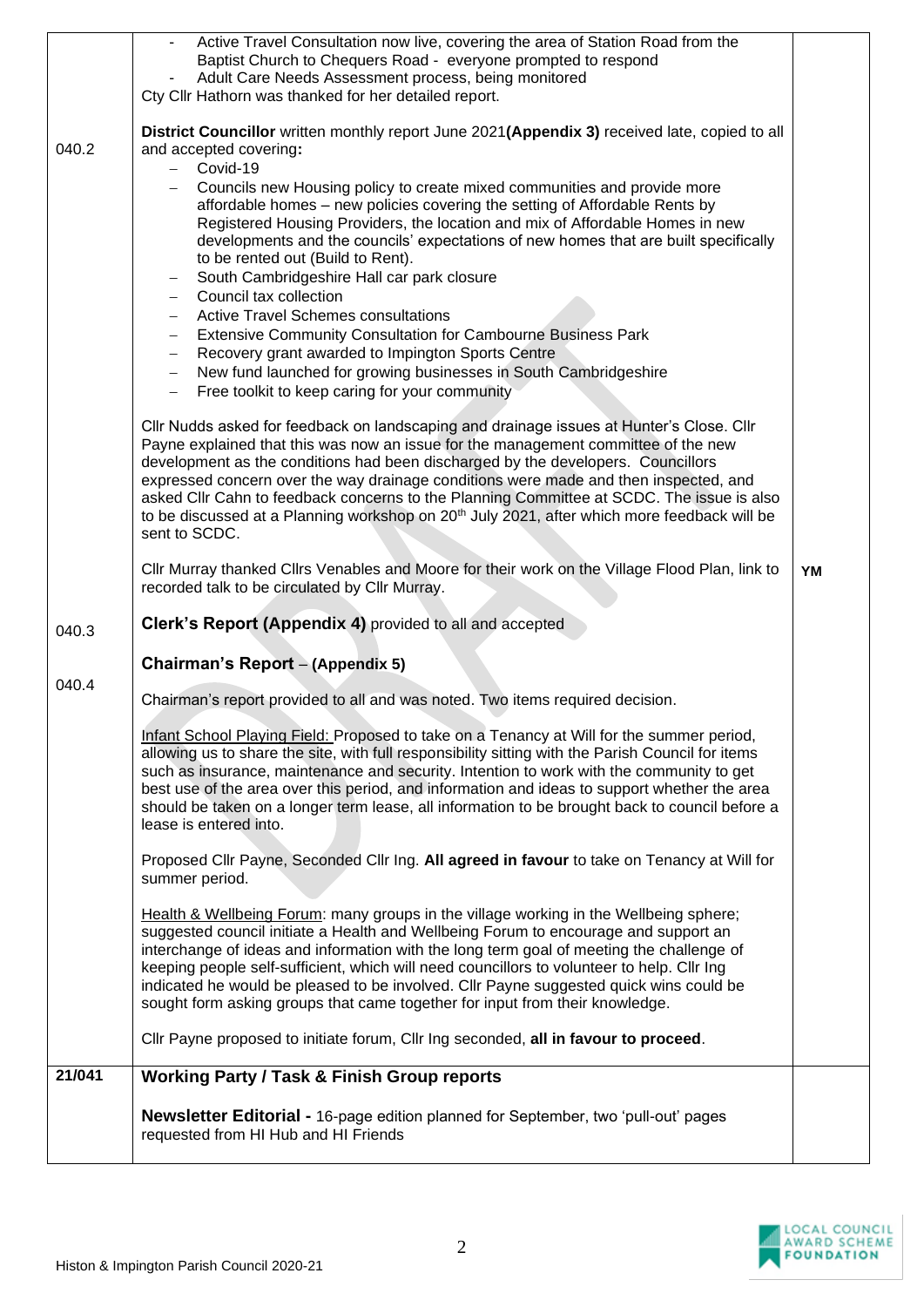| | | |
|---|---|---|
| | - Active Travel Consultation now live, covering the area of Station Road from the Baptist Church to Chequers Road - everyone prompted to respond<br>- Adult Care Needs Assessment process, being monitored<br>Cty Cllr Hathorn was thanked for her detailed report. | |
| 040.2 | **District Councillor** written monthly report June 2021**(Appendix 3)** received late, copied to all and accepted covering**:**<br>– Covid-19<br>– Councils new Housing policy to create mixed communities and provide more affordable homes – new policies covering the setting of Affordable Rents by Registered Housing Providers, the location and mix of Affordable Homes in new developments and the councils' expectations of new homes that are built specifically to be rented out (Build to Rent).<br>– South Cambridgeshire Hall car park closure<br>– Council tax collection<br>– Active Travel Schemes consultations<br>– Extensive Community Consultation for Cambourne Business Park<br>– Recovery grant awarded to Impington Sports Centre<br>– New fund launched for growing businesses in South Cambridgeshire<br>– Free toolkit to keep caring for your community<br><br>Cllr Nudds asked for feedback on landscaping and drainage issues at Hunter's Close. Cllr Payne explained that this was now an issue for the management committee of the new development as the conditions had been discharged by the developers. Councillors expressed concern over the way drainage conditions were made and then inspected, and asked Cllr Cahn to feedback concerns to the Planning Committee at SCDC. The issue is also to be discussed at a Planning workshop on 20th July 2021, after which more feedback will be sent to SCDC.<br><br>Cllr Murray thanked Cllrs Venables and Moore for their work on the Village Flood Plan, link to recorded talk to be circulated by Cllr Murray. | **YM** |
| 040.3 | **Clerk's Report (Appendix 4)** provided to all and accepted | |
| 040.4 | **Chairman's Report** – **(Appendix 5)**<br><br>Chairman's report provided to all and was noted. Two items required decision.<br><br>Infant School Playing Field: Proposed to take on a Tenancy at Will for the summer period, allowing us to share the site, with full responsibility sitting with the Parish Council for items such as insurance, maintenance and security. Intention to work with the community to get best use of the area over this period, and information and ideas to support whether the area should be taken on a longer term lease, all information to be brought back to council before a lease is entered into.<br><br>Proposed Cllr Payne, Seconded Cllr Ing. **All agreed in favour** to take on Tenancy at Will for summer period.<br><br>Health & Wellbeing Forum: many groups in the village working in the Wellbeing sphere; suggested council initiate a Health and Wellbeing Forum to encourage and support an interchange of ideas and information with the long term goal of meeting the challenge of keeping people self-sufficient, which will need councillors to volunteer to help. Cllr Ing indicated he would be pleased to be involved. Cllr Payne suggested quick wins could be sought form asking groups that came together for input from their knowledge.<br><br>Cllr Payne proposed to initiate forum, Cllr Ing seconded, **all in favour to proceed**. | |
| **21/041** | **Working Party / Task & Finish Group reports**<br><br>**Newsletter Editorial -** 16-page edition planned for September, two 'pull-out' pages requested from HI Hub and HI Friends | |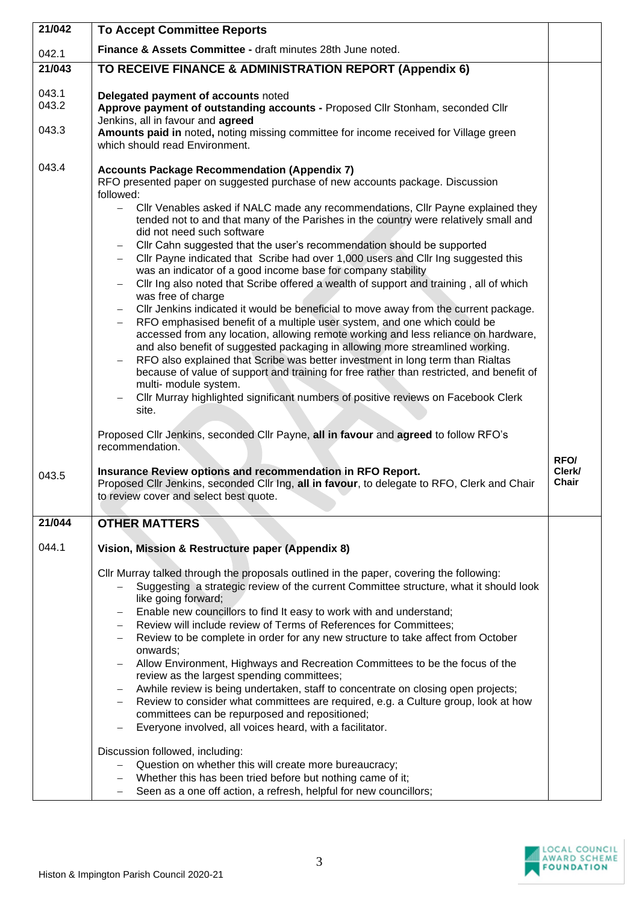| | | |
|---|---|---|
| **21/042** | **To Accept Committee Reports** | |
| 042.1 | **Finance & Assets Committee -** draft minutes 28th June noted. | |
| **21/043** | **TO RECEIVE FINANCE & ADMINISTRATION REPORT (Appendix 6)** | |
| 043.1<br>043.2<br><br>043.3 | **Delegated payment of accounts** noted<br>**Approve payment of outstanding accounts -** Proposed Cllr Stonham, seconded Cllr Jenkins, all in favour and **agreed**<br>**Amounts paid in** noted, noting missing committee for income received for Village green which should read Environment. | |
| 043.4 | **Accounts Package Recommendation (Appendix 7)**<br>RFO presented paper on suggested purchase of new accounts package. Discussion followed:<br>– Cllr Venables asked if NALC made any recommendations, Cllr Payne explained they tended not to and that many of the Parishes in the country were relatively small and did not need such software<br>– Cllr Cahn suggested that the user's recommendation should be supported<br>– Cllr Payne indicated that Scribe had over 1,000 users and Cllr Ing suggested this was an indicator of a good income base for company stability<br>– Cllr Ing also noted that Scribe offered a wealth of support and training , all of which was free of charge<br>– Cllr Jenkins indicated it would be beneficial to move away from the current package.<br>– RFO emphasised benefit of a multiple user system, and one which could be accessed from any location, allowing remote working and less reliance on hardware, and also benefit of suggested packaging in allowing more streamlined working.<br>– RFO also explained that Scribe was better investment in long term than Rialtas because of value of support and training for free rather than restricted, and benefit of multi- module system.<br>– Cllr Murray highlighted significant numbers of positive reviews on Facebook Clerk site.<br><br>Proposed Cllr Jenkins, seconded Cllr Payne, **all in favour** and **agreed** to follow RFO's recommendation. | |
| 043.5 | **Insurance Review options and recommendation in RFO Report.**<br>Proposed Cllr Jenkins, seconded Cllr Ing, **all in favour**, to delegate to RFO, Clerk and Chair to review cover and select best quote. | **RFO/ Clerk/ Chair** |
| **21/044** | **OTHER MATTERS** | |
| 044.1 | **Vision, Mission & Restructure paper (Appendix 8)**<br><br>Cllr Murray talked through the proposals outlined in the paper, covering the following:<br>– Suggesting a strategic review of the current Committee structure, what it should look like going forward;<br>– Enable new councillors to find It easy to work with and understand;<br>– Review will include review of Terms of References for Committees;<br>– Review to be complete in order for any new structure to take affect from October onwards;<br>– Allow Environment, Highways and Recreation Committees to be the focus of the review as the largest spending committees;<br>– Awhile review is being undertaken, staff to concentrate on closing open projects;<br>– Review to consider what committees are required, e.g. a Culture group, look at how committees can be repurposed and repositioned;<br>– Everyone involved, all voices heard, with a facilitator.<br><br>Discussion followed, including:<br>– Question on whether this will create more bureaucracy;<br>– Whether this has been tried before but nothing came of it;<br>– Seen as a one off action, a refresh, helpful for new councillors; | |

Histon & Impington Parish Council 2020-21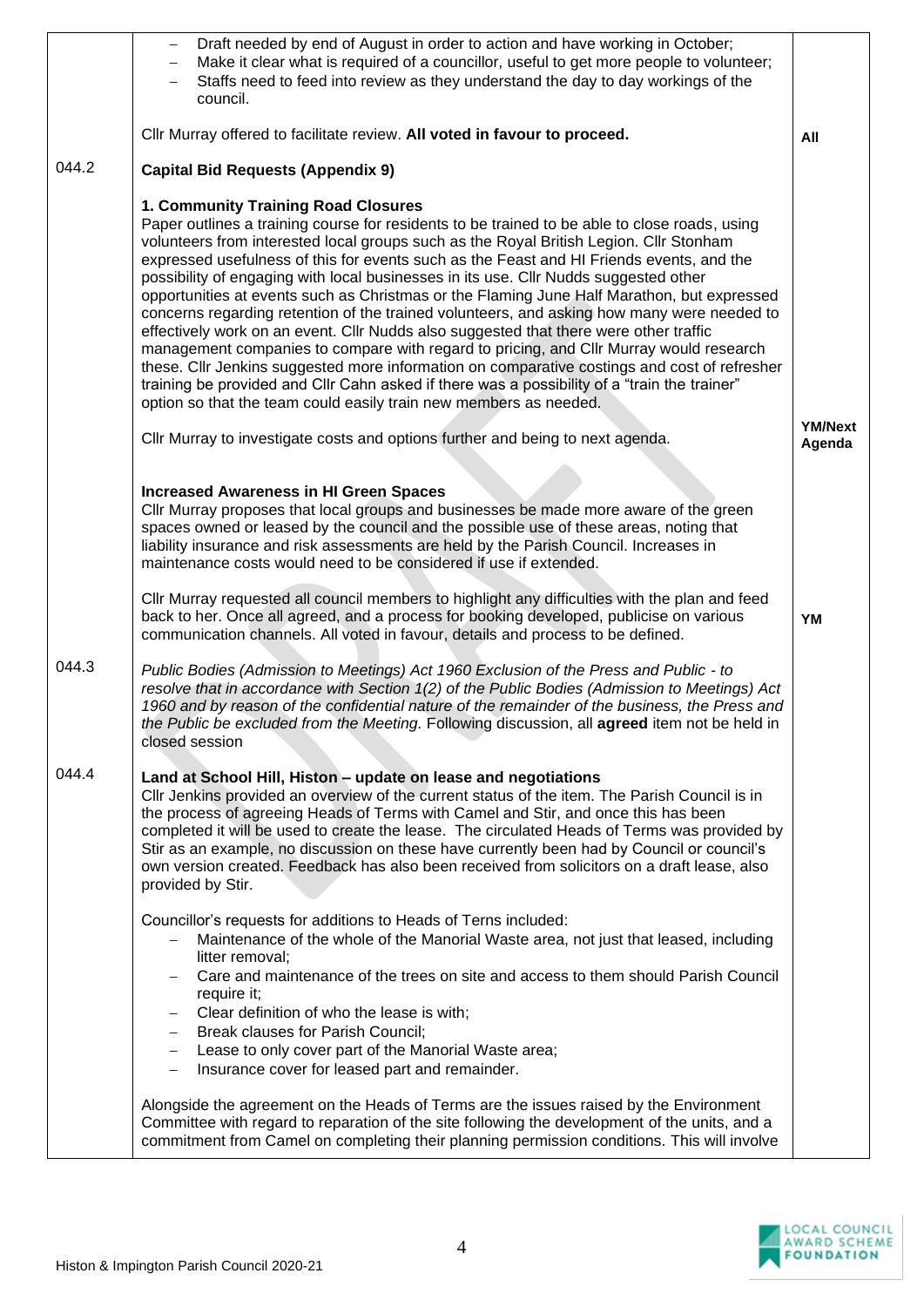| | | |
|---|---|---|
| | – Draft needed by end of August in order to action and have working in October;<br>– Make it clear what is required of a councillor, useful to get more people to volunteer;<br>– Staffs need to feed into review as they understand the day to day workings of the council.<br><br>Cllr Murray offered to facilitate review. **All voted in favour to proceed.** | **All** |
| 044.2 | **Capital Bid Requests (Appendix 9)**<br><br>**1. Community Training Road Closures**<br>Paper outlines a training course for residents to be trained to be able to close roads, using volunteers from interested local groups such as the Royal British Legion. Cllr Stonham expressed usefulness of this for events such as the Feast and HI Friends events, and the possibility of engaging with local businesses in its use. Cllr Nudds suggested other opportunities at events such as Christmas or the Flaming June Half Marathon, but expressed concerns regarding retention of the trained volunteers, and asking how many were needed to effectively work on an event. Cllr Nudds also suggested that there were other traffic management companies to compare with regard to pricing, and Cllr Murray would research these. Cllr Jenkins suggested more information on comparative costings and cost of refresher training be provided and Cllr Cahn asked if there was a possibility of a "train the trainer" option so that the team could easily train new members as needed.<br><br>Cllr Murray to investigate costs and options further and being to next agenda.<br><br>**Increased Awareness in HI Green Spaces**<br>Cllr Murray proposes that local groups and businesses be made more aware of the green spaces owned or leased by the council and the possible use of these areas, noting that liability insurance and risk assessments are held by the Parish Council. Increases in maintenance costs would need to be considered if use if extended.<br><br>Cllr Murray requested all council members to highlight any difficulties with the plan and feed back to her. Once all agreed, and a process for booking developed, publicise on various communication channels. All voted in favour, details and process to be defined. | **YM/Next Agenda**<br><br><br><br>**YM** |
| 044.3 | *Public Bodies (Admission to Meetings) Act 1960 Exclusion of the Press and Public - to resolve that in accordance with Section 1(2) of the Public Bodies (Admission to Meetings) Act 1960 and by reason of the confidential nature of the remainder of the business, the Press and the Public be excluded from the Meeting.* Following discussion, all **agreed** item not be held in closed session | |
| 044.4 | **Land at School Hill, Histon – update on lease and negotiations**<br>Cllr Jenkins provided an overview of the current status of the item. The Parish Council is in the process of agreeing Heads of Terms with Camel and Stir, and once this has been completed it will be used to create the lease. The circulated Heads of Terms was provided by Stir as an example, no discussion on these have currently been had by Council or council's own version created. Feedback has also been received from solicitors on a draft lease, also provided by Stir.<br><br>Councillor's requests for additions to Heads of Terns included:<br>– Maintenance of the whole of the Manorial Waste area, not just that leased, including litter removal;<br>– Care and maintenance of the trees on site and access to them should Parish Council require it;<br>– Clear definition of who the lease is with;<br>– Break clauses for Parish Council;<br>– Lease to only cover part of the Manorial Waste area;<br>– Insurance cover for leased part and remainder.<br><br>Alongside the agreement on the Heads of Terms are the issues raised by the Environment Committee with regard to reparation of the site following the development of the units, and a commitment from Camel on completing their planning permission conditions. This will involve | |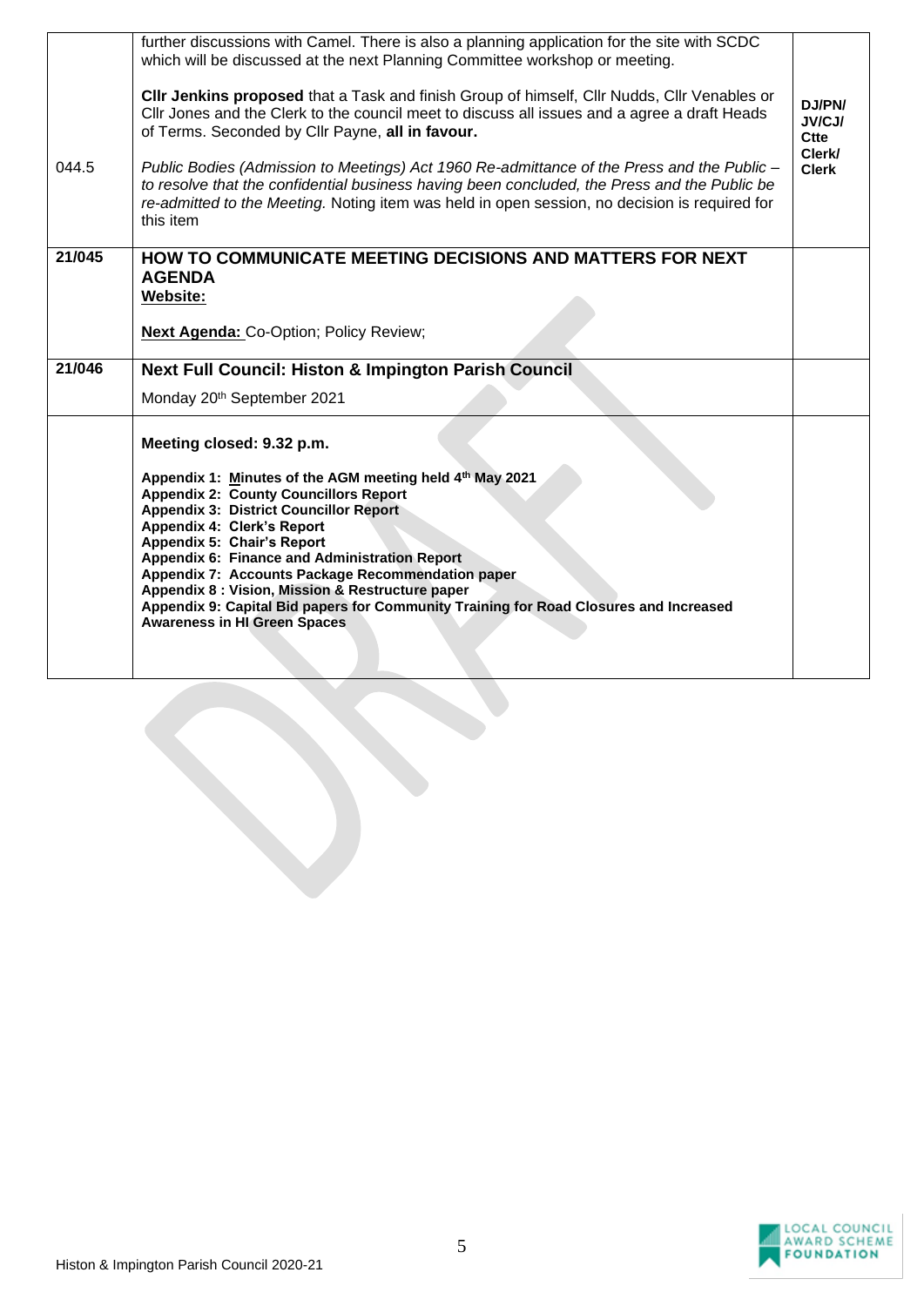| | | |
|---|---|---|
| | further discussions with Camel. There is also a planning application for the site with SCDC which will be discussed at the next Planning Committee workshop or meeting.<br><br>**Cllr Jenkins proposed** that a Task and finish Group of himself, Cllr Nudds, Cllr Venables or Cllr Jones and the Clerk to the council meet to discuss all issues and a agree a draft Heads of Terms. Seconded by Cllr Payne, **all in favour.** | **DJ/PN/ JV/CJ/ Ctte** |
| 044.5 | *Public Bodies (Admission to Meetings) Act 1960 Re-admittance of the Press and the Public – to resolve that the confidential business having been concluded, the Press and the Public be re-admitted to the Meeting.* Noting item was held in open session, no decision is required for this item | **Clerk/ Clerk** |
| **21/045** | **HOW TO COMMUNICATE MEETING DECISIONS AND MATTERS FOR NEXT AGENDA**<br>**Website:**<br><br>**Next Agenda:** Co-Option; Policy Review; | |
| **21/046** | **Next Full Council: Histon & Impington Parish Council**<br>Monday 20th September 2021 | |
| | **Meeting closed: 9.32 p.m.**<br><br>**Appendix 1: Minutes of the AGM meeting held 4th May 2021**<br>**Appendix 2: County Councillors Report**<br>**Appendix 3: District Councillor Report**<br>**Appendix 4: Clerk's Report**<br>**Appendix 5: Chair's Report**<br>**Appendix 6: Finance and Administration Report**<br>**Appendix 7: Accounts Package Recommendation paper**<br>**Appendix 8 : Vision, Mission & Restructure paper**<br>**Appendix 9: Capital Bid papers for Community Training for Road Closures and Increased Awareness in HI Green Spaces** | |